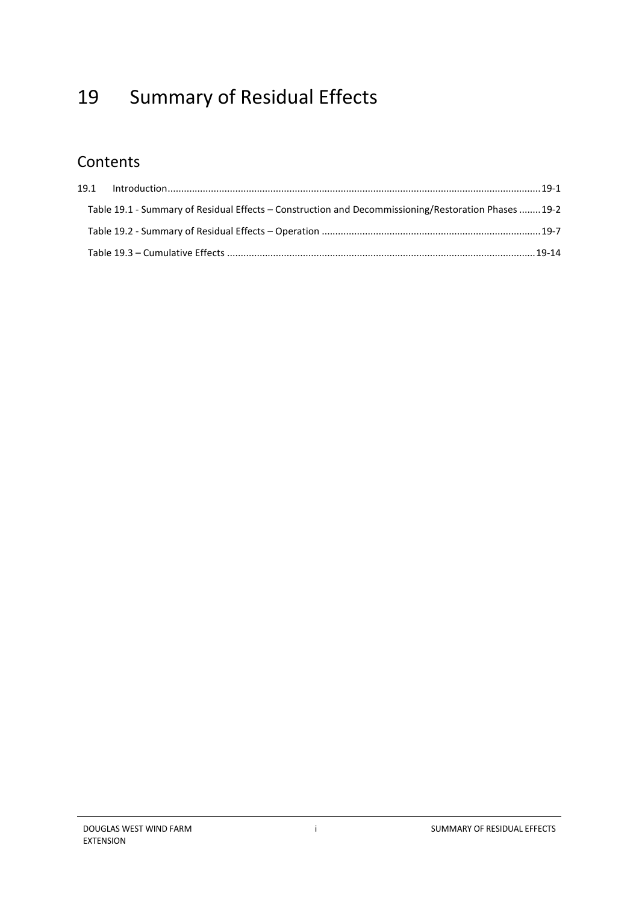# 19 Summary of Residual Effects

## Contents

19.1 Introduction........................................................................................................................................19-1

Table 19.1 - Summary of Residual Effects – Construction and Decommissioning/Restoration Phases ........19-2

Table 19.2 - Summary of Residual Effects – Operation ................................................................................19-7

Table 19.3 – Cumulative Effects ................................................................................................................19-14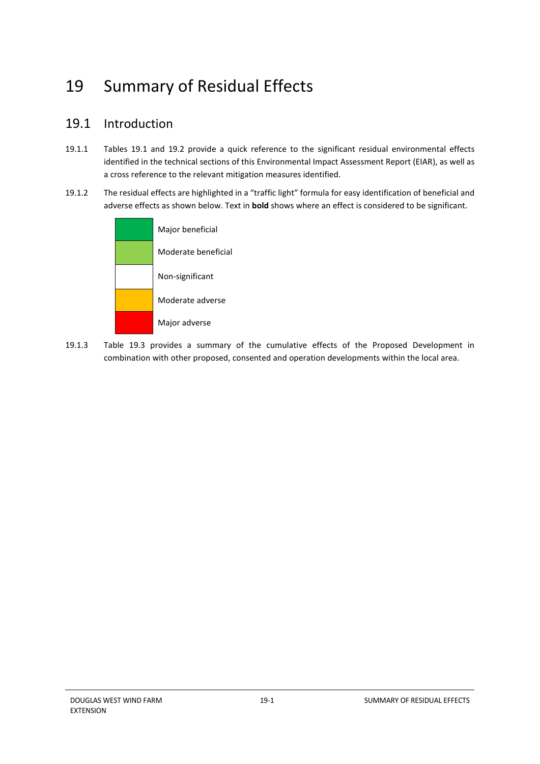# 19 Summary of Residual Effects

## 19.1 Introduction

19.1.1 Tables 19.1 and 19.2 provide a quick reference to the significant residual environmental effects identified in the technical sections of this Environmental Impact Assessment Report (EIAR), as well as a cross reference to the relevant mitigation measures identified.

19.1.2 The residual effects are highlighted in a "traffic light" formula for easy identification of beneficial and adverse effects as shown below. Text in **bold** shows where an effect is considered to be significant.

| Colour | Effect |
|---|---|
| Dark green | Major beneficial |
| Light green | Moderate beneficial |
| White | Non-significant |
| Amber | Moderate adverse |
| Red | Major adverse |

19.1.3 Table 19.3 provides a summary of the cumulative effects of the Proposed Development in combination with other proposed, consented and operation developments within the local area.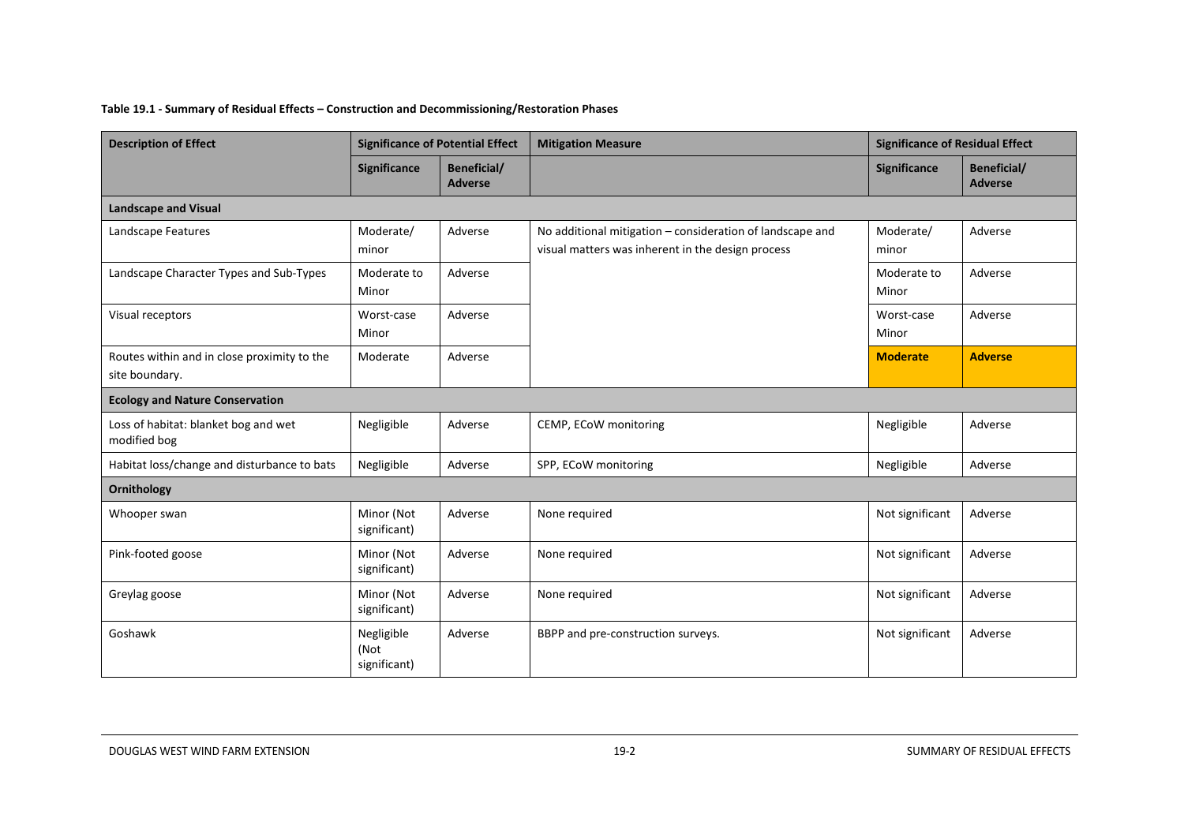**Table 19.1 - Summary of Residual Effects – Construction and Decommissioning/Restoration Phases**

| Description of Effect | Significance of Potential Effect | | Mitigation Measure | Significance of Residual Effect | |
|---|---|---|---|---|---|
| | Significance | Beneficial/ Adverse | | Significance | Beneficial/ Adverse |
| **Landscape and Visual** | | | | | |
| Landscape Features | Moderate/ minor | Adverse | No additional mitigation – consideration of landscape and visual matters was inherent in the design process | Moderate/ minor | Adverse |
| Landscape Character Types and Sub-Types | Moderate to Minor | Adverse | | Moderate to Minor | Adverse |
| Visual receptors | Worst-case Minor | Adverse | | Worst-case Minor | Adverse |
| Routes within and in close proximity to the site boundary. | Moderate | Adverse | | **Moderate** | **Adverse** |
| **Ecology and Nature Conservation** | | | | | |
| Loss of habitat: blanket bog and wet modified bog | Negligible | Adverse | CEMP, ECoW monitoring | Negligible | Adverse |
| Habitat loss/change and disturbance to bats | Negligible | Adverse | SPP, ECoW monitoring | Negligible | Adverse |
| **Ornithology** | | | | | |
| Whooper swan | Minor (Not significant) | Adverse | None required | Not significant | Adverse |
| Pink-footed goose | Minor (Not significant) | Adverse | None required | Not significant | Adverse |
| Greylag goose | Minor (Not significant) | Adverse | None required | Not significant | Adverse |
| Goshawk | Negligible (Not significant) | Adverse | BBPP and pre-construction surveys. | Not significant | Adverse |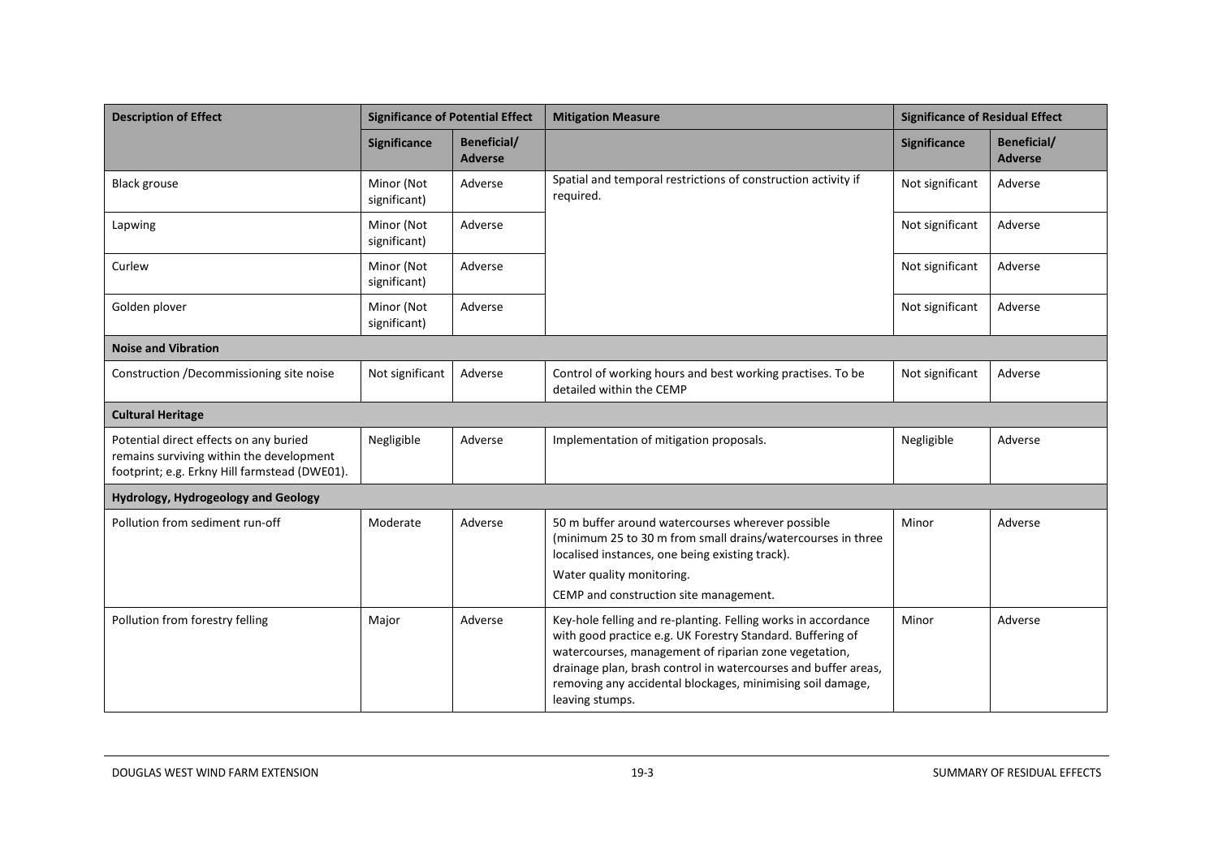| Description of Effect | Significance of Potential Effect | | Mitigation Measure | Significance of Residual Effect | |
|---|---|---|---|---|---|
| | Significance | Beneficial/ Adverse | | Significance | Beneficial/ Adverse |
| Black grouse | Minor (Not significant) | Adverse | Spatial and temporal restrictions of construction activity if required. | Not significant | Adverse |
| Lapwing | Minor (Not significant) | Adverse | | Not significant | Adverse |
| Curlew | Minor (Not significant) | Adverse | | Not significant | Adverse |
| Golden plover | Minor (Not significant) | Adverse | | Not significant | Adverse |
| **Noise and Vibration** | | | | | |
| Construction /Decommissioning site noise | Not significant | Adverse | Control of working hours and best working practises. To be detailed within the CEMP | Not significant | Adverse |
| **Cultural Heritage** | | | | | |
| Potential direct effects on any buried remains surviving within the development footprint; e.g. Erkny Hill farmstead (DWE01). | Negligible | Adverse | Implementation of mitigation proposals. | Negligible | Adverse |
| **Hydrology, Hydrogeology and Geology** | | | | | |
| Pollution from sediment run-off | Moderate | Adverse | 50 m buffer around watercourses wherever possible (minimum 25 to 30 m from small drains/watercourses in three localised instances, one being existing track). Water quality monitoring. CEMP and construction site management. | Minor | Adverse |
| Pollution from forestry felling | Major | Adverse | Key-hole felling and re-planting. Felling works in accordance with good practice e.g. UK Forestry Standard. Buffering of watercourses, management of riparian zone vegetation, drainage plan, brash control in watercourses and buffer areas, removing any accidental blockages, minimising soil damage, leaving stumps. | Minor | Adverse |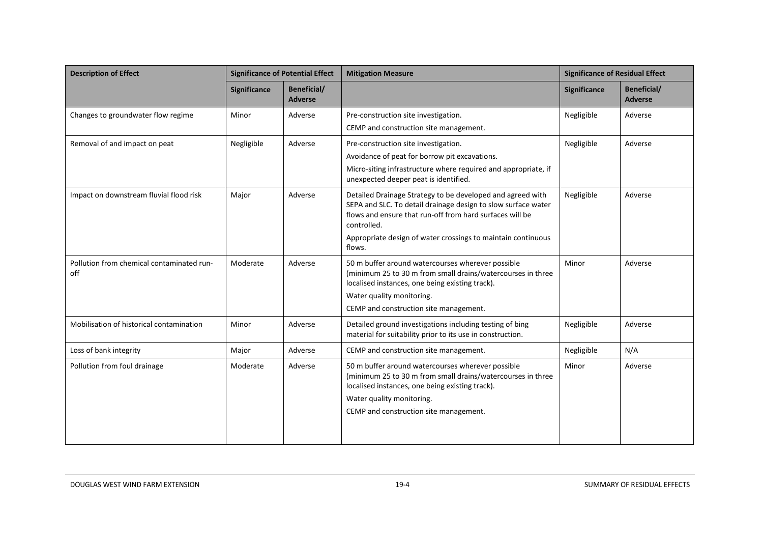| Description of Effect | Significance of Potential Effect | | Mitigation Measure | Significance of Residual Effect | |
|---|---|---|---|---|---|
| | Significance | Beneficial/ Adverse | | Significance | Beneficial/ Adverse |
| Changes to groundwater flow regime | Minor | Adverse | Pre-construction site investigation.<br>CEMP and construction site management. | Negligible | Adverse |
| Removal of and impact on peat | Negligible | Adverse | Pre-construction site investigation.<br>Avoidance of peat for borrow pit excavations.<br>Micro-siting infrastructure where required and appropriate, if unexpected deeper peat is identified. | Negligible | Adverse |
| Impact on downstream fluvial flood risk | Major | Adverse | Detailed Drainage Strategy to be developed and agreed with SEPA and SLC. To detail drainage design to slow surface water flows and ensure that run-off from hard surfaces will be controlled.<br>Appropriate design of water crossings to maintain continuous flows. | Negligible | Adverse |
| Pollution from chemical contaminated run-off | Moderate | Adverse | 50 m buffer around watercourses wherever possible (minimum 25 to 30 m from small drains/watercourses in three localised instances, one being existing track).<br>Water quality monitoring.<br>CEMP and construction site management. | Minor | Adverse |
| Mobilisation of historical contamination | Minor | Adverse | Detailed ground investigations including testing of bing material for suitability prior to its use in construction. | Negligible | Adverse |
| Loss of bank integrity | Major | Adverse | CEMP and construction site management. | Negligible | N/A |
| Pollution from foul drainage | Moderate | Adverse | 50 m buffer around watercourses wherever possible (minimum 25 to 30 m from small drains/watercourses in three localised instances, one being existing track).<br>Water quality monitoring.<br>CEMP and construction site management. | Minor | Adverse |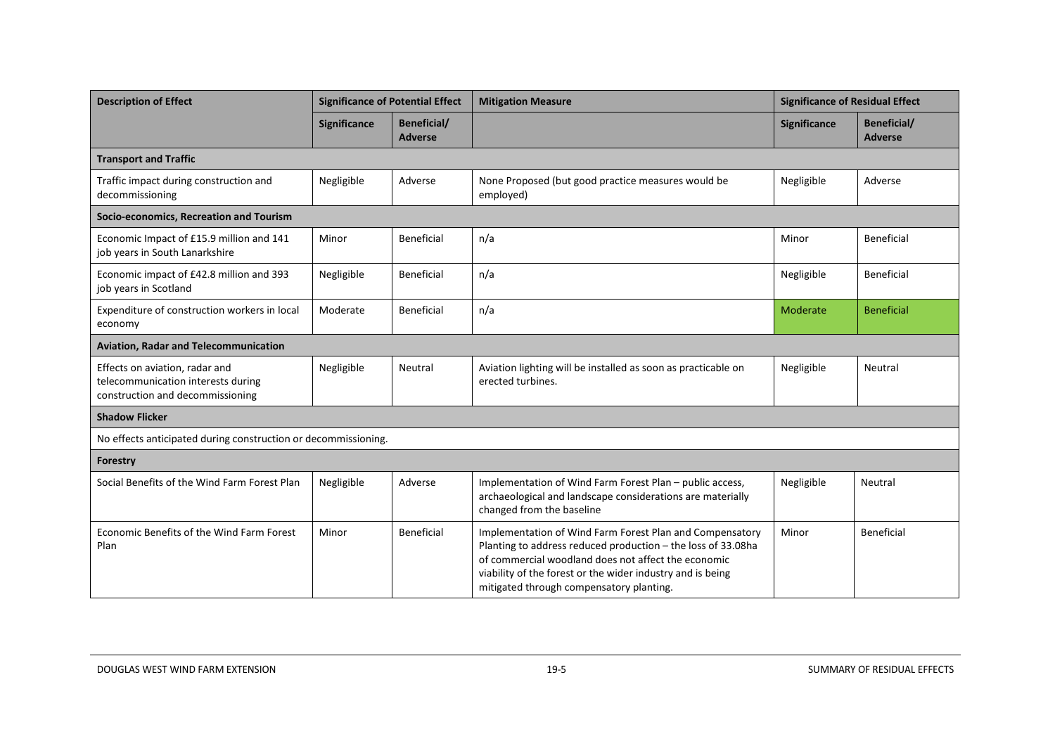| Description of Effect | Significance of Potential Effect | | Mitigation Measure | Significance of Residual Effect | |
|---|---|---|---|---|---|
| | Significance | Beneficial/ Adverse | | Significance | Beneficial/ Adverse |
| **Transport and Traffic** | | | | | |
| Traffic impact during construction and decommissioning | Negligible | Adverse | None Proposed (but good practice measures would be employed) | Negligible | Adverse |
| **Socio-economics, Recreation and Tourism** | | | | | |
| Economic Impact of £15.9 million and 141 job years in South Lanarkshire | Minor | Beneficial | n/a | Minor | Beneficial |
| Economic impact of £42.8 million and 393 job years in Scotland | Negligible | Beneficial | n/a | Negligible | Beneficial |
| Expenditure of construction workers in local economy | Moderate | Beneficial | n/a | Moderate | Beneficial |
| **Aviation, Radar and Telecommunication** | | | | | |
| Effects on aviation, radar and telecommunication interests during construction and decommissioning | Negligible | Neutral | Aviation lighting will be installed as soon as practicable on erected turbines. | Negligible | Neutral |
| **Shadow Flicker** | | | | | |
| No effects anticipated during construction or decommissioning. | | | | | |
| **Forestry** | | | | | |
| Social Benefits of the Wind Farm Forest Plan | Negligible | Adverse | Implementation of Wind Farm Forest Plan – public access, archaeological and landscape considerations are materially changed from the baseline | Negligible | Neutral |
| Economic Benefits of the Wind Farm Forest Plan | Minor | Beneficial | Implementation of Wind Farm Forest Plan and Compensatory Planting to address reduced production – the loss of 33.08ha of commercial woodland does not affect the economic viability of the forest or the wider industry and is being mitigated through compensatory planting. | Minor | Beneficial |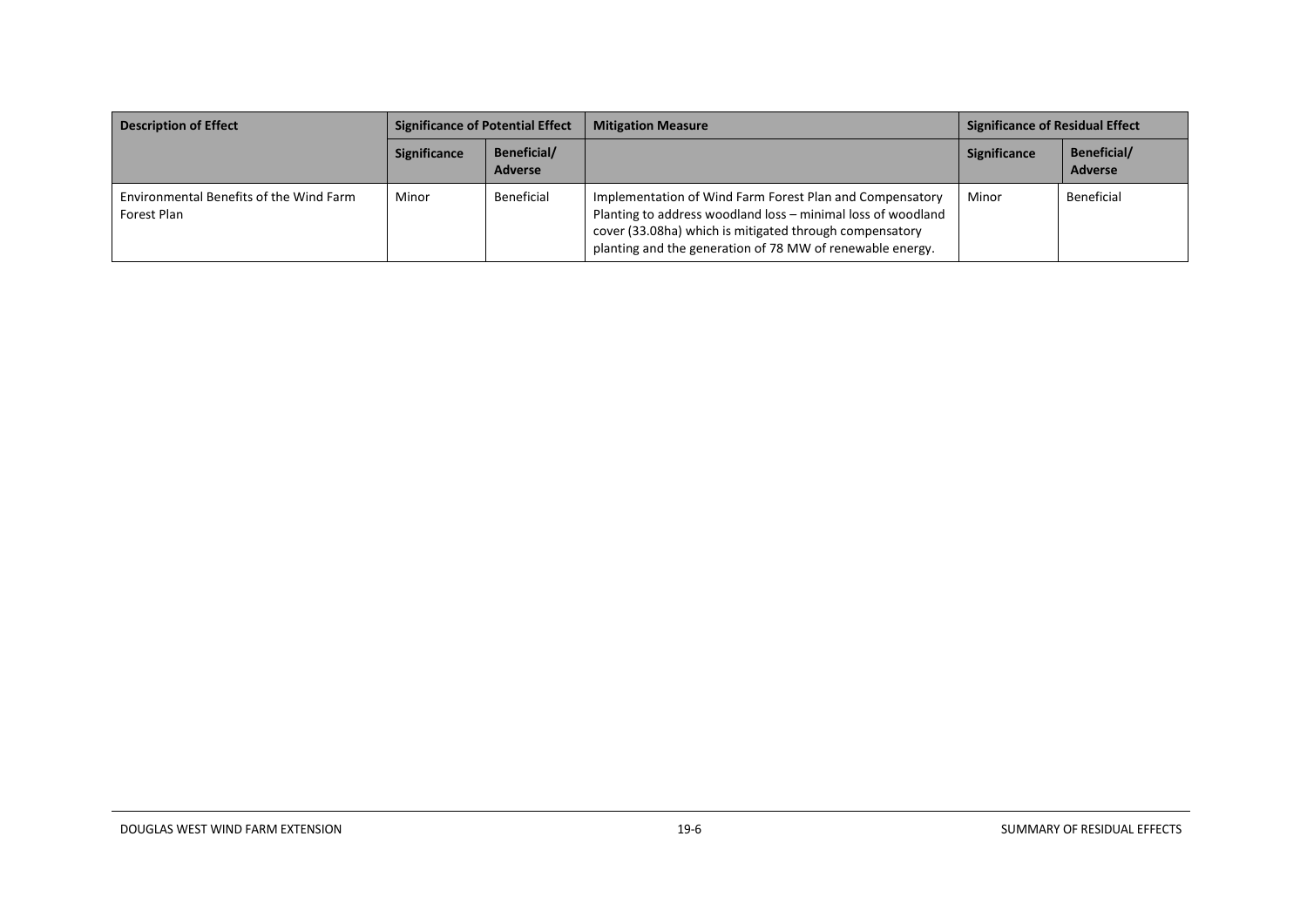| Description of Effect | Significance of Potential Effect | | Mitigation Measure | Significance of Residual Effect | |
|---|---|---|---|---|---|
| | Significance | Beneficial/ Adverse | | Significance | Beneficial/ Adverse |
| Environmental Benefits of the Wind Farm Forest Plan | Minor | Beneficial | Implementation of Wind Farm Forest Plan and Compensatory Planting to address woodland loss – minimal loss of woodland cover (33.08ha) which is mitigated through compensatory planting and the generation of 78 MW of renewable energy. | Minor | Beneficial |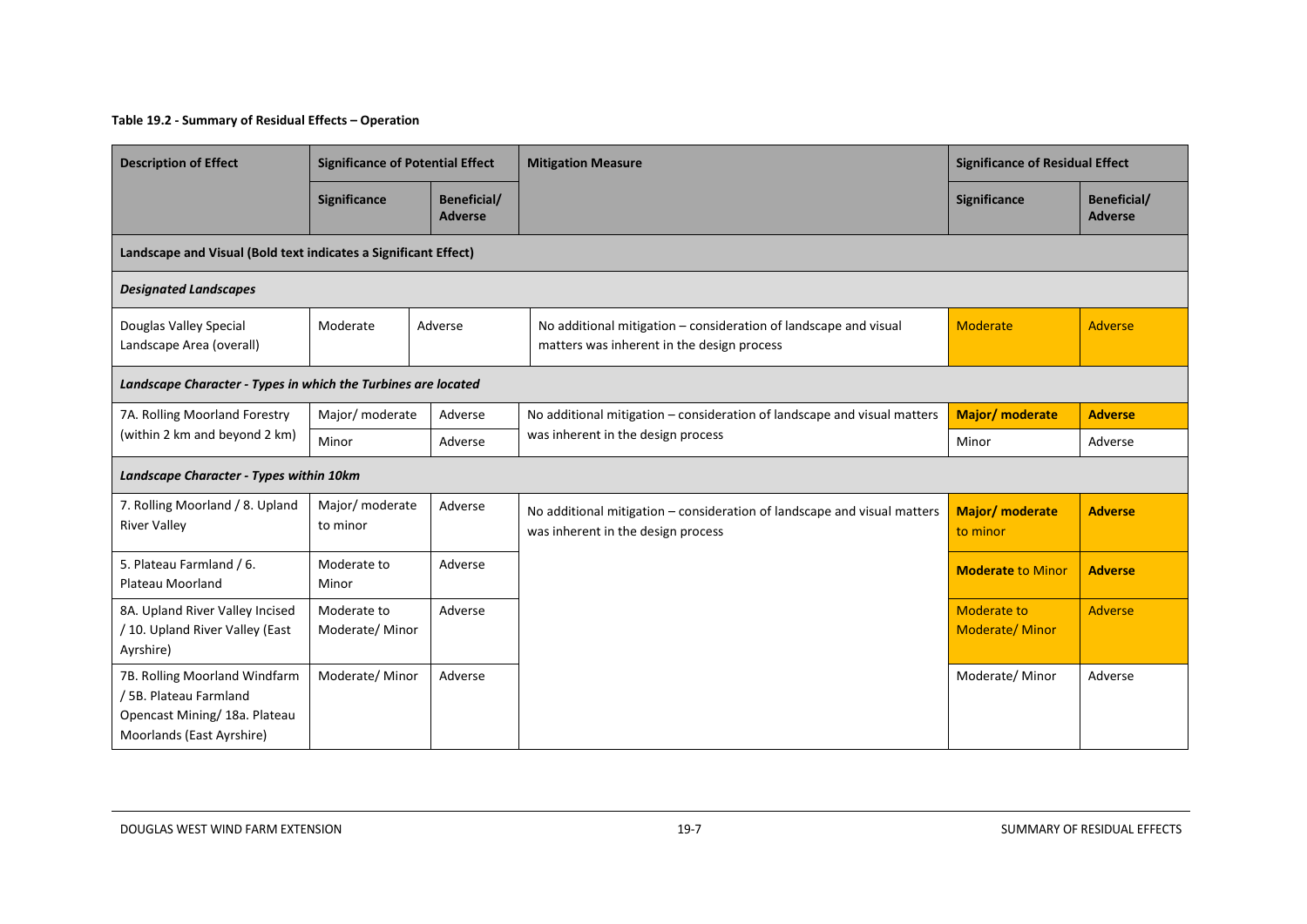**Table 19.2 - Summary of Residual Effects – Operation**

| Description of Effect | Significance of Potential Effect | | Mitigation Measure | Significance of Residual Effect | |
|---|---|---|---|---|---|
| | Significance | Beneficial/ Adverse | | Significance | Beneficial/ Adverse |
| **Landscape and Visual (Bold text indicates a Significant Effect)** | | | | | |
| ***Designated Landscapes*** | | | | | |
| Douglas Valley Special Landscape Area (overall) | Moderate | Adverse | No additional mitigation – consideration of landscape and visual matters was inherent in the design process | Moderate | Adverse |
| ***Landscape Character - Types in which the Turbines are located*** | | | | | |
| 7A. Rolling Moorland Forestry (within 2 km and beyond 2 km) | Major/ moderate | Adverse | No additional mitigation – consideration of landscape and visual matters was inherent in the design process | **Major/ moderate** | **Adverse** |
| | Minor | Adverse | | Minor | Adverse |
| ***Landscape Character - Types within 10km*** | | | | | |
| 7. Rolling Moorland / 8. Upland River Valley | Major/ moderate to minor | Adverse | No additional mitigation – consideration of landscape and visual matters was inherent in the design process | **Major/ moderate** to minor | **Adverse** |
| 5. Plateau Farmland / 6. Plateau Moorland | Moderate to Minor | Adverse | | **Moderate** to Minor | **Adverse** |
| 8A. Upland River Valley Incised / 10. Upland River Valley (East Ayrshire) | Moderate to Moderate/ Minor | Adverse | | Moderate to Moderate/ Minor | Adverse |
| 7B. Rolling Moorland Windfarm / 5B. Plateau Farmland Opencast Mining/ 18a. Plateau Moorlands (East Ayrshire) | Moderate/ Minor | Adverse | | Moderate/ Minor | Adverse |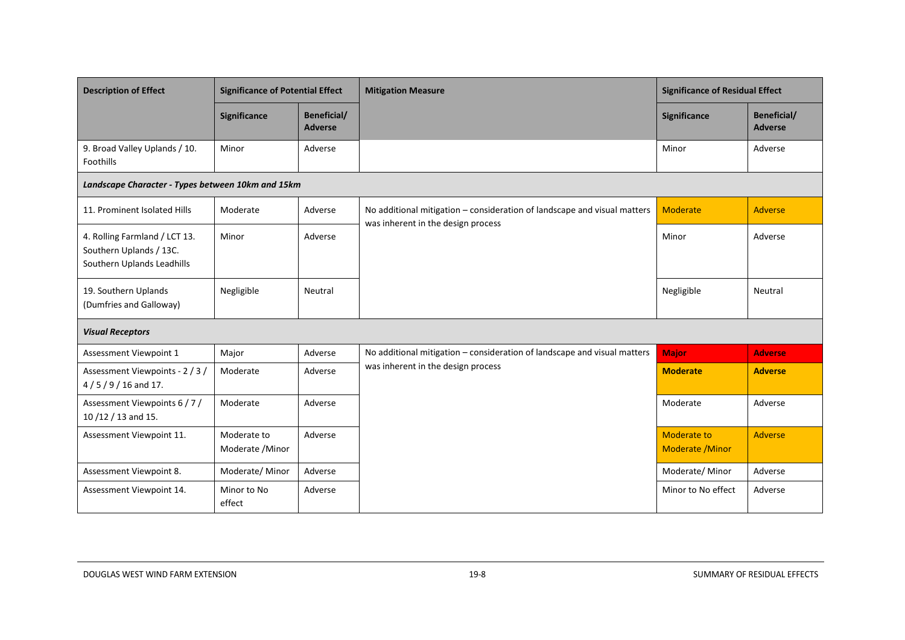| Description of Effect | Significance of Potential Effect | | Mitigation Measure | Significance of Residual Effect | |
|---|---|---|---|---|---|
| | Significance | Beneficial/ Adverse | | Significance | Beneficial/ Adverse |
| 9. Broad Valley Uplands / 10. Foothills | Minor | Adverse | | Minor | Adverse |
| ***Landscape Character - Types between 10km and 15km*** | | | | | |
| 11. Prominent Isolated Hills | Moderate | Adverse | No additional mitigation – consideration of landscape and visual matters was inherent in the design process | Moderate | Adverse |
| 4. Rolling Farmland / LCT 13. Southern Uplands / 13C. Southern Uplands Leadhills | Minor | Adverse | | Minor | Adverse |
| 19. Southern Uplands (Dumfries and Galloway) | Negligible | Neutral | | Negligible | Neutral |
| ***Visual Receptors*** | | | | | |
| Assessment Viewpoint 1 | Major | Adverse | No additional mitigation – consideration of landscape and visual matters was inherent in the design process | **Major** | **Adverse** |
| Assessment Viewpoints - 2 / 3 / 4 / 5 / 9 / 16 and 17. | Moderate | Adverse | | **Moderate** | **Adverse** |
| Assessment Viewpoints 6 / 7 / 10 /12 / 13 and 15. | Moderate | Adverse | | Moderate | Adverse |
| Assessment Viewpoint 11. | Moderate to Moderate /Minor | Adverse | | Moderate to Moderate /Minor | Adverse |
| Assessment Viewpoint 8. | Moderate/ Minor | Adverse | | Moderate/ Minor | Adverse |
| Assessment Viewpoint 14. | Minor to No effect | Adverse | | Minor to No effect | Adverse |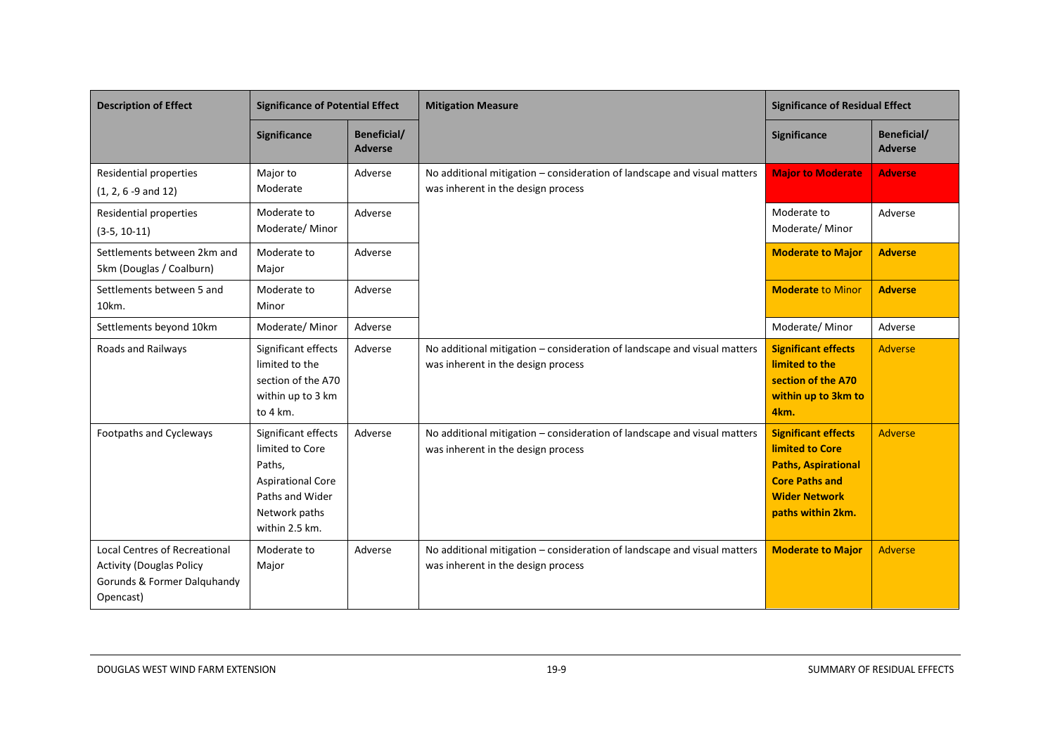| Description of Effect | Significance of Potential Effect | | Mitigation Measure | Significance of Residual Effect | |
|---|---|---|---|---|---|
| | Significance | Beneficial/ Adverse | | Significance | Beneficial/ Adverse |
| Residential properties (1, 2, 6 -9 and 12) | Major to Moderate | Adverse | No additional mitigation – consideration of landscape and visual matters was inherent in the design process | **Major to Moderate** | **Adverse** |
| Residential properties (3-5, 10-11) | Moderate to Moderate/ Minor | Adverse | | Moderate to Moderate/ Minor | Adverse |
| Settlements between 2km and 5km (Douglas / Coalburn) | Moderate to Major | Adverse | | **Moderate to Major** | **Adverse** |
| Settlements between 5 and 10km. | Moderate to Minor | Adverse | | **Moderate** to Minor | **Adverse** |
| Settlements beyond 10km | Moderate/ Minor | Adverse | | Moderate/ Minor | Adverse |
| Roads and Railways | Significant effects limited to the section of the A70 within up to 3 km to 4 km. | Adverse | No additional mitigation – consideration of landscape and visual matters was inherent in the design process | **Significant effects limited to the section of the A70 within up to 3km to 4km.** | Adverse |
| Footpaths and Cycleways | Significant effects limited to Core Paths, Aspirational Core Paths and Wider Network paths within 2.5 km. | Adverse | No additional mitigation – consideration of landscape and visual matters was inherent in the design process | **Significant effects limited to Core Paths, Aspirational Core Paths and Wider Network paths within 2km.** | Adverse |
| Local Centres of Recreational Activity (Douglas Policy Gorunds & Former Dalquhandy Opencast) | Moderate to Major | Adverse | No additional mitigation – consideration of landscape and visual matters was inherent in the design process | **Moderate to Major** | Adverse |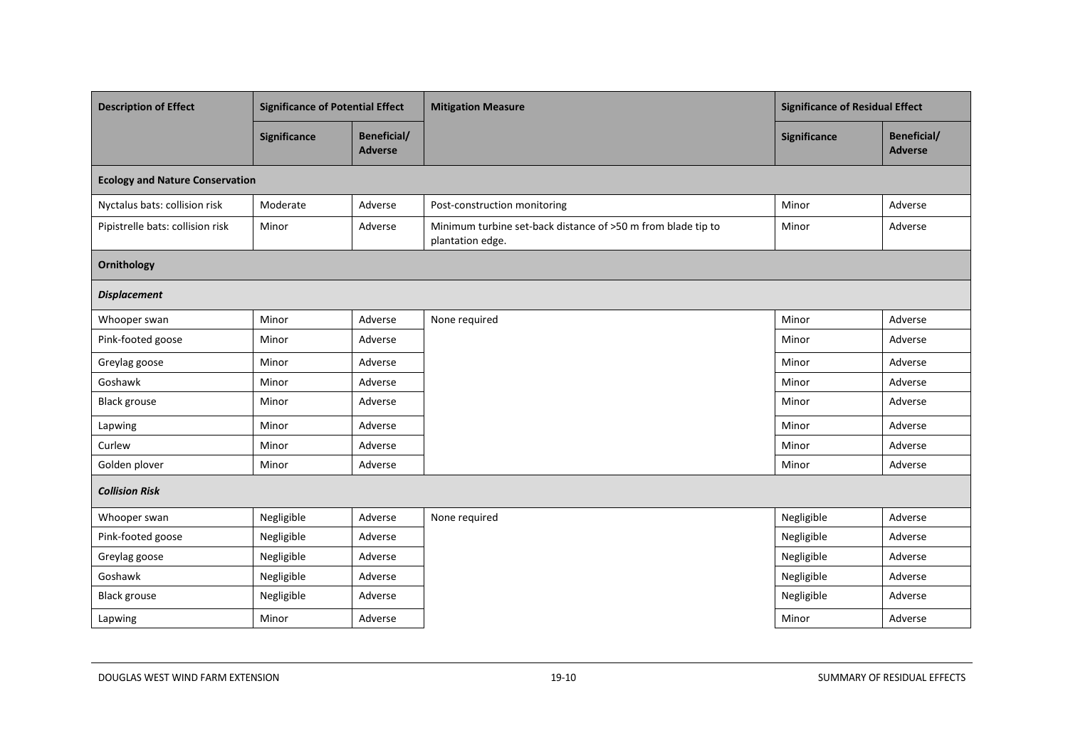| Description of Effect | Significance of Potential Effect | | Mitigation Measure | Significance of Residual Effect | |
|---|---|---|---|---|---|
| | Significance | Beneficial/ Adverse | | Significance | Beneficial/ Adverse |
| **Ecology and Nature Conservation** | | | | | |
| Nyctalus bats: collision risk | Moderate | Adverse | Post-construction monitoring | Minor | Adverse |
| Pipistrelle bats: collision risk | Minor | Adverse | Minimum turbine set-back distance of >50 m from blade tip to plantation edge. | Minor | Adverse |
| **Ornithology** | | | | | |
| ***Displacement*** | | | | | |
| Whooper swan | Minor | Adverse | None required | Minor | Adverse |
| Pink-footed goose | Minor | Adverse | | Minor | Adverse |
| Greylag goose | Minor | Adverse | | Minor | Adverse |
| Goshawk | Minor | Adverse | | Minor | Adverse |
| Black grouse | Minor | Adverse | | Minor | Adverse |
| Lapwing | Minor | Adverse | | Minor | Adverse |
| Curlew | Minor | Adverse | | Minor | Adverse |
| Golden plover | Minor | Adverse | | Minor | Adverse |
| ***Collision Risk*** | | | | | |
| Whooper swan | Negligible | Adverse | None required | Negligible | Adverse |
| Pink-footed goose | Negligible | Adverse | | Negligible | Adverse |
| Greylag goose | Negligible | Adverse | | Negligible | Adverse |
| Goshawk | Negligible | Adverse | | Negligible | Adverse |
| Black grouse | Negligible | Adverse | | Negligible | Adverse |
| Lapwing | Minor | Adverse | | Minor | Adverse |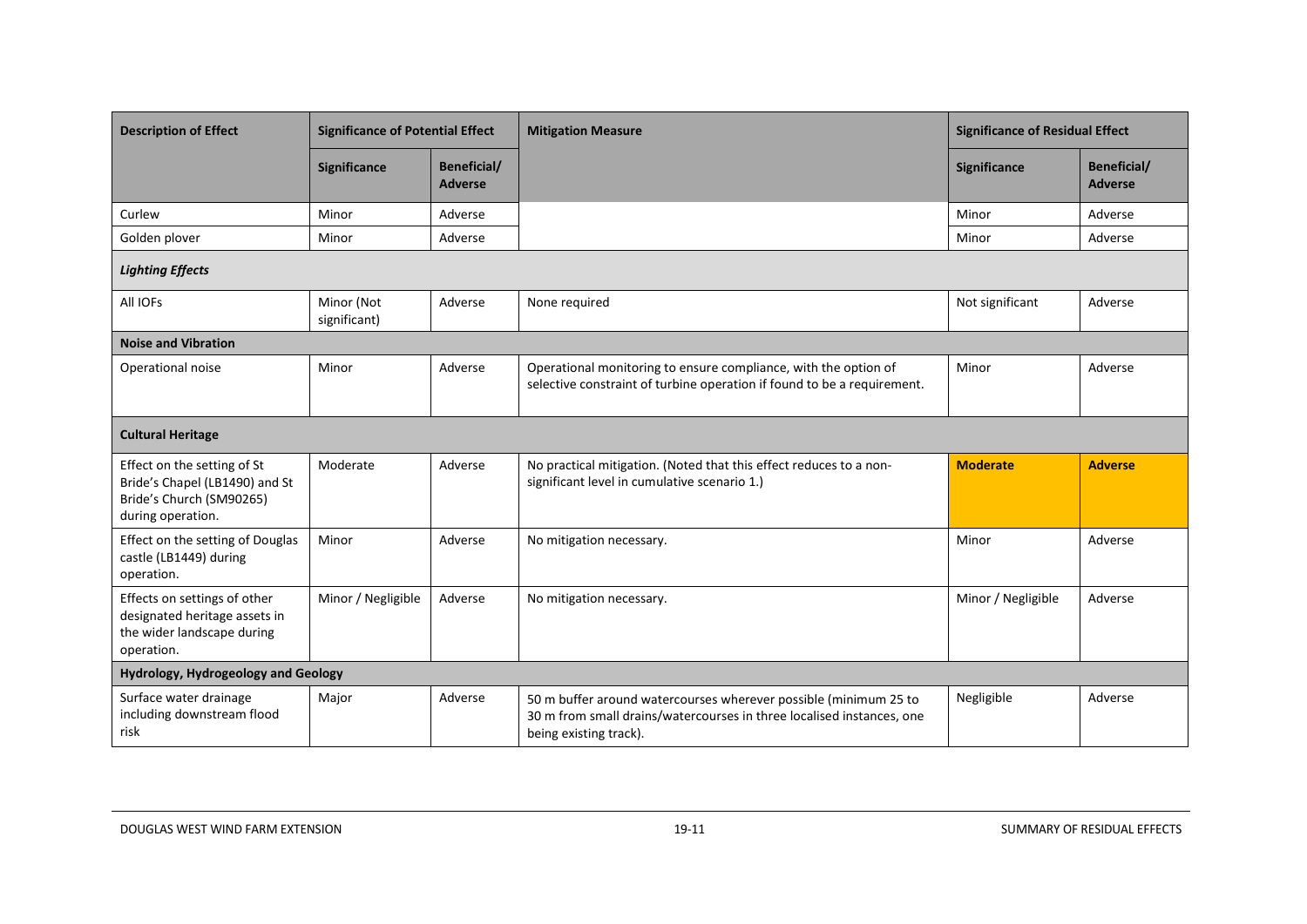| Description of Effect | Significance of Potential Effect | | Mitigation Measure | Significance of Residual Effect | |
|---|---|---|---|---|---|
| | Significance | Beneficial/ Adverse | | Significance | Beneficial/ Adverse |
| Curlew | Minor | Adverse | | Minor | Adverse |
| Golden plover | Minor | Adverse | | Minor | Adverse |
| ***Lighting Effects*** | | | | | |
| All IOFs | Minor (Not significant) | Adverse | None required | Not significant | Adverse |
| **Noise and Vibration** | | | | | |
| Operational noise | Minor | Adverse | Operational monitoring to ensure compliance, with the option of selective constraint of turbine operation if found to be a requirement. | Minor | Adverse |
| **Cultural Heritage** | | | | | |
| Effect on the setting of St Bride's Chapel (LB1490) and St Bride's Church (SM90265) during operation. | Moderate | Adverse | No practical mitigation. (Noted that this effect reduces to a non-significant level in cumulative scenario 1.) | **Moderate** | **Adverse** |
| Effect on the setting of Douglas castle (LB1449) during operation. | Minor | Adverse | No mitigation necessary. | Minor | Adverse |
| Effects on settings of other designated heritage assets in the wider landscape during operation. | Minor / Negligible | Adverse | No mitigation necessary. | Minor / Negligible | Adverse |
| **Hydrology, Hydrogeology and Geology** | | | | | |
| Surface water drainage including downstream flood risk | Major | Adverse | 50 m buffer around watercourses wherever possible (minimum 25 to 30 m from small drains/watercourses in three localised instances, one being existing track). | Negligible | Adverse |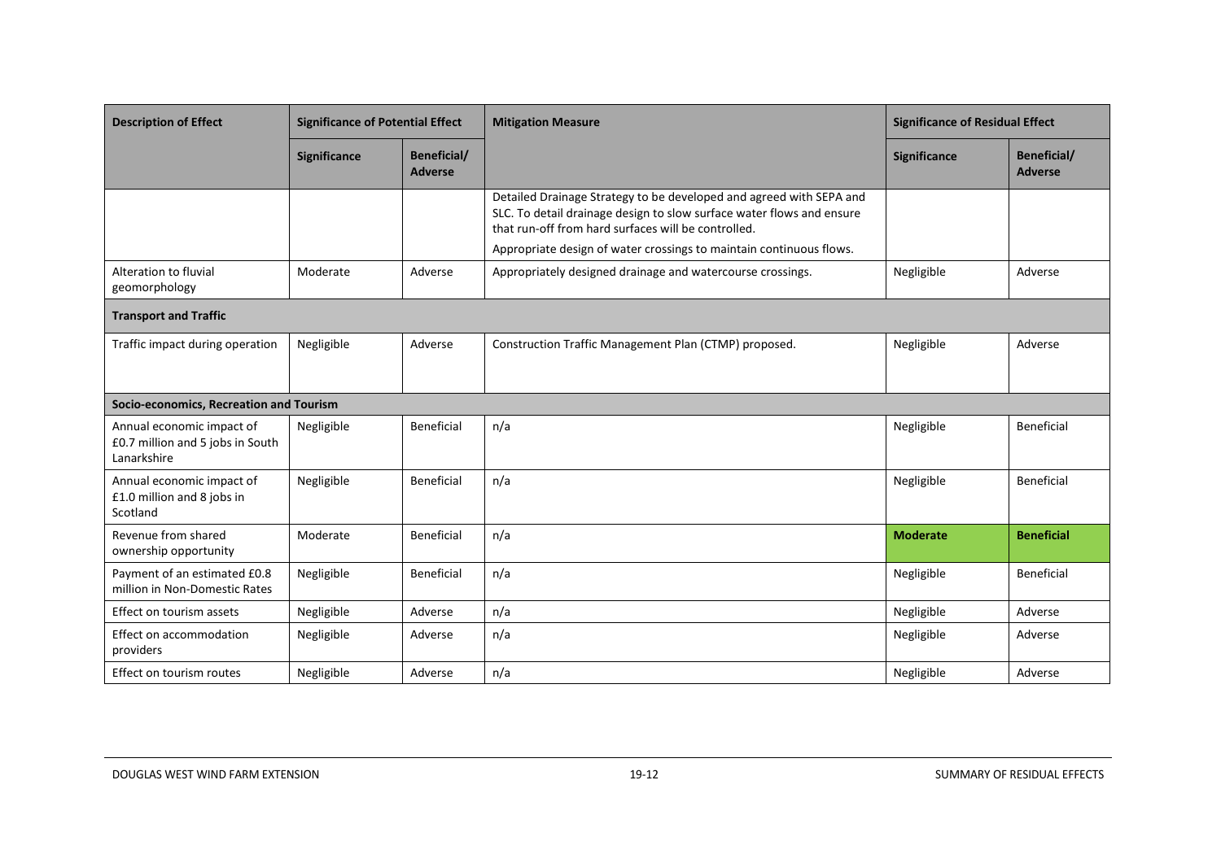| Description of Effect | Significance of Potential Effect | | Mitigation Measure | Significance of Residual Effect | |
|---|---|---|---|---|---|
| | Significance | Beneficial/ Adverse | | Significance | Beneficial/ Adverse |
| | | | Detailed Drainage Strategy to be developed and agreed with SEPA and SLC. To detail drainage design to slow surface water flows and ensure that run-off from hard surfaces will be controlled.<br>Appropriate design of water crossings to maintain continuous flows. | | |
| Alteration to fluvial geomorphology | Moderate | Adverse | Appropriately designed drainage and watercourse crossings. | Negligible | Adverse |
| **Transport and Traffic** | | | | | |
| Traffic impact during operation | Negligible | Adverse | Construction Traffic Management Plan (CTMP) proposed. | Negligible | Adverse |
| **Socio-economics, Recreation and Tourism** | | | | | |
| Annual economic impact of £0.7 million and 5 jobs in South Lanarkshire | Negligible | Beneficial | n/a | Negligible | Beneficial |
| Annual economic impact of £1.0 million and 8 jobs in Scotland | Negligible | Beneficial | n/a | Negligible | Beneficial |
| Revenue from shared ownership opportunity | Moderate | Beneficial | n/a | **Moderate** | **Beneficial** |
| Payment of an estimated £0.8 million in Non-Domestic Rates | Negligible | Beneficial | n/a | Negligible | Beneficial |
| Effect on tourism assets | Negligible | Adverse | n/a | Negligible | Adverse |
| Effect on accommodation providers | Negligible | Adverse | n/a | Negligible | Adverse |
| Effect on tourism routes | Negligible | Adverse | n/a | Negligible | Adverse |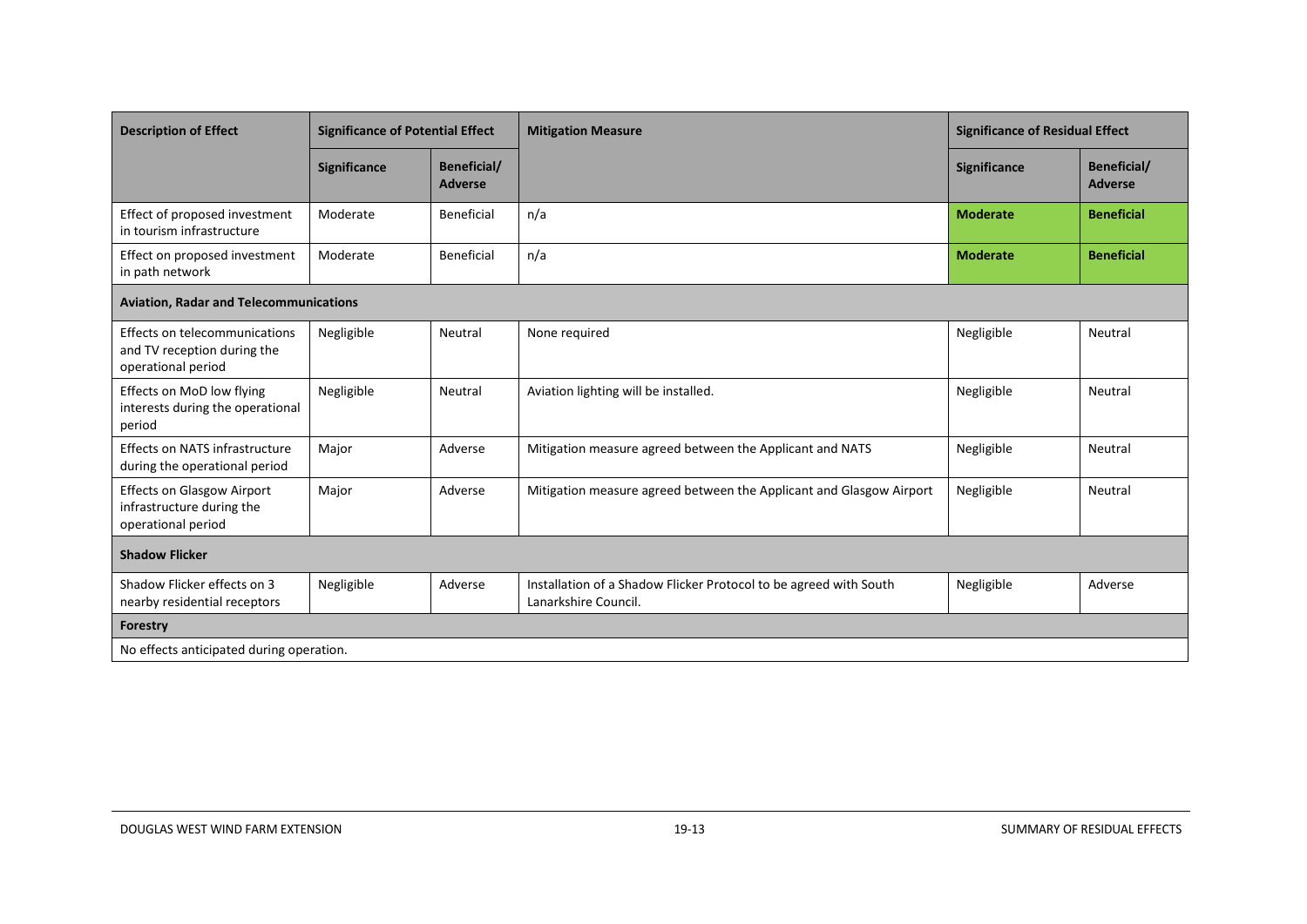| Description of Effect | Significance of Potential Effect | | Mitigation Measure | Significance of Residual Effect | |
|---|---|---|---|---|---|
| | Significance | Beneficial/ Adverse | | Significance | Beneficial/ Adverse |
| Effect of proposed investment in tourism infrastructure | Moderate | Beneficial | n/a | **Moderate** | **Beneficial** |
| Effect on proposed investment in path network | Moderate | Beneficial | n/a | **Moderate** | **Beneficial** |
| **Aviation, Radar and Telecommunications** | | | | | |
| Effects on telecommunications and TV reception during the operational period | Negligible | Neutral | None required | Negligible | Neutral |
| Effects on MoD low flying interests during the operational period | Negligible | Neutral | Aviation lighting will be installed. | Negligible | Neutral |
| Effects on NATS infrastructure during the operational period | Major | Adverse | Mitigation measure agreed between the Applicant and NATS | Negligible | Neutral |
| Effects on Glasgow Airport infrastructure during the operational period | Major | Adverse | Mitigation measure agreed between the Applicant and Glasgow Airport | Negligible | Neutral |
| **Shadow Flicker** | | | | | |
| Shadow Flicker effects on 3 nearby residential receptors | Negligible | Adverse | Installation of a Shadow Flicker Protocol to be agreed with South Lanarkshire Council. | Negligible | Adverse |
| **Forestry** | | | | | |
| No effects anticipated during operation. | | | | | |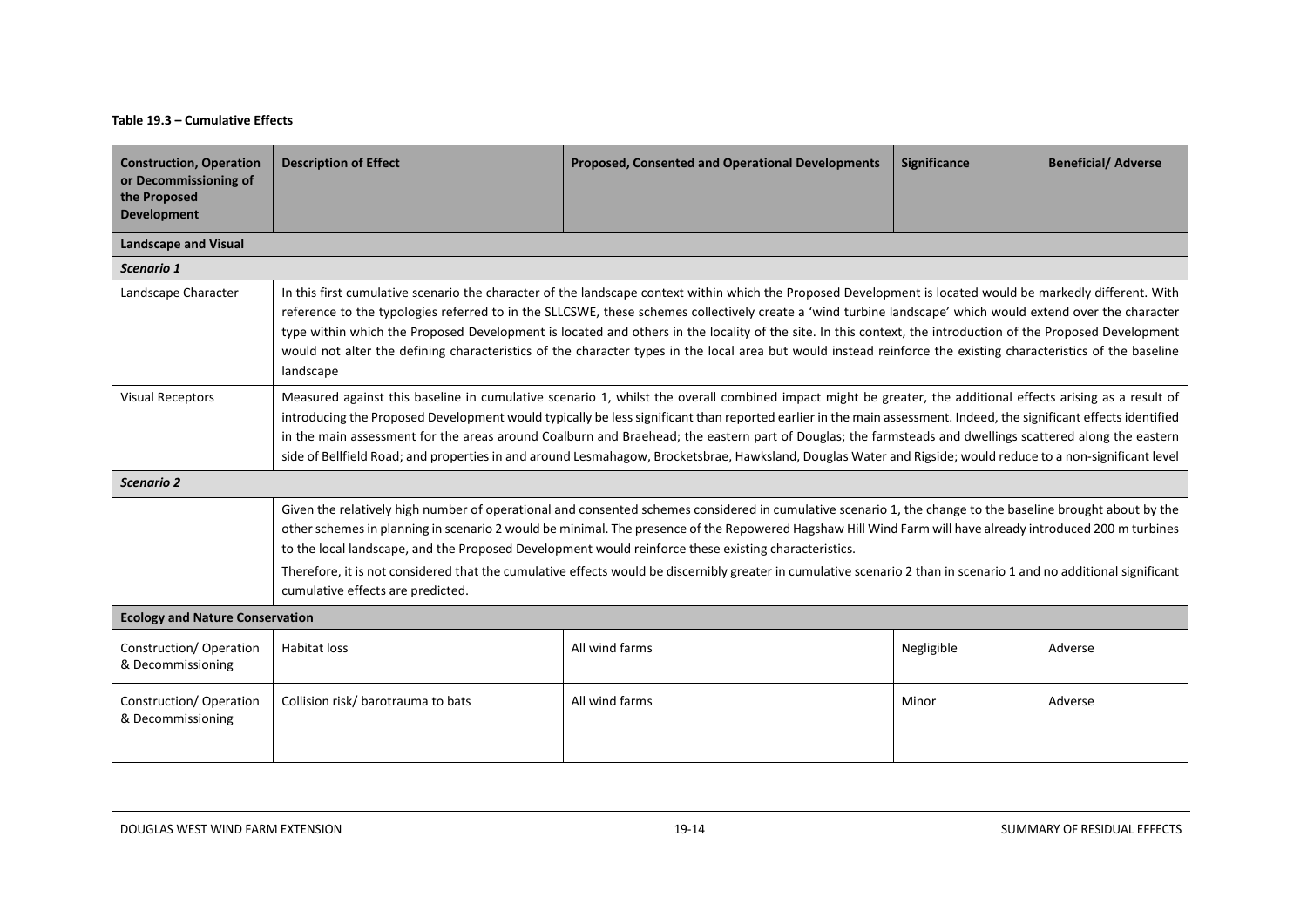**Table 19.3 – Cumulative Effects**

| Construction, Operation or Decommissioning of the Proposed Development | Description of Effect | Proposed, Consented and Operational Developments | Significance | Beneficial/ Adverse |
|---|---|---|---|---|
| **Landscape and Visual** | | | | |
| ***Scenario 1*** | | | | |
| Landscape Character | In this first cumulative scenario the character of the landscape context within which the Proposed Development is located would be markedly different. With reference to the typologies referred to in the SLLCSWE, these schemes collectively create a 'wind turbine landscape' which would extend over the character type within which the Proposed Development is located and others in the locality of the site. In this context, the introduction of the Proposed Development would not alter the defining characteristics of the character types in the local area but would instead reinforce the existing characteristics of the baseline landscape | | | |
| Visual Receptors | Measured against this baseline in cumulative scenario 1, whilst the overall combined impact might be greater, the additional effects arising as a result of introducing the Proposed Development would typically be less significant than reported earlier in the main assessment. Indeed, the significant effects identified in the main assessment for the areas around Coalburn and Braehead; the eastern part of Douglas; the farmsteads and dwellings scattered along the eastern side of Bellfield Road; and properties in and around Lesmahagow, Brocketsbrae, Hawksland, Douglas Water and Rigside; would reduce to a non-significant level | | | |
| ***Scenario 2*** | | | | |
| | Given the relatively high number of operational and consented schemes considered in cumulative scenario 1, the change to the baseline brought about by the other schemes in planning in scenario 2 would be minimal. The presence of the Repowered Hagshaw Hill Wind Farm will have already introduced 200 m turbines to the local landscape, and the Proposed Development would reinforce these existing characteristics. Therefore, it is not considered that the cumulative effects would be discernibly greater in cumulative scenario 2 than in scenario 1 and no additional significant cumulative effects are predicted. | | | |
| **Ecology and Nature Conservation** | | | | |
| Construction/ Operation & Decommissioning | Habitat loss | All wind farms | Negligible | Adverse |
| Construction/ Operation & Decommissioning | Collision risk/ barotrauma to bats | All wind farms | Minor | Adverse |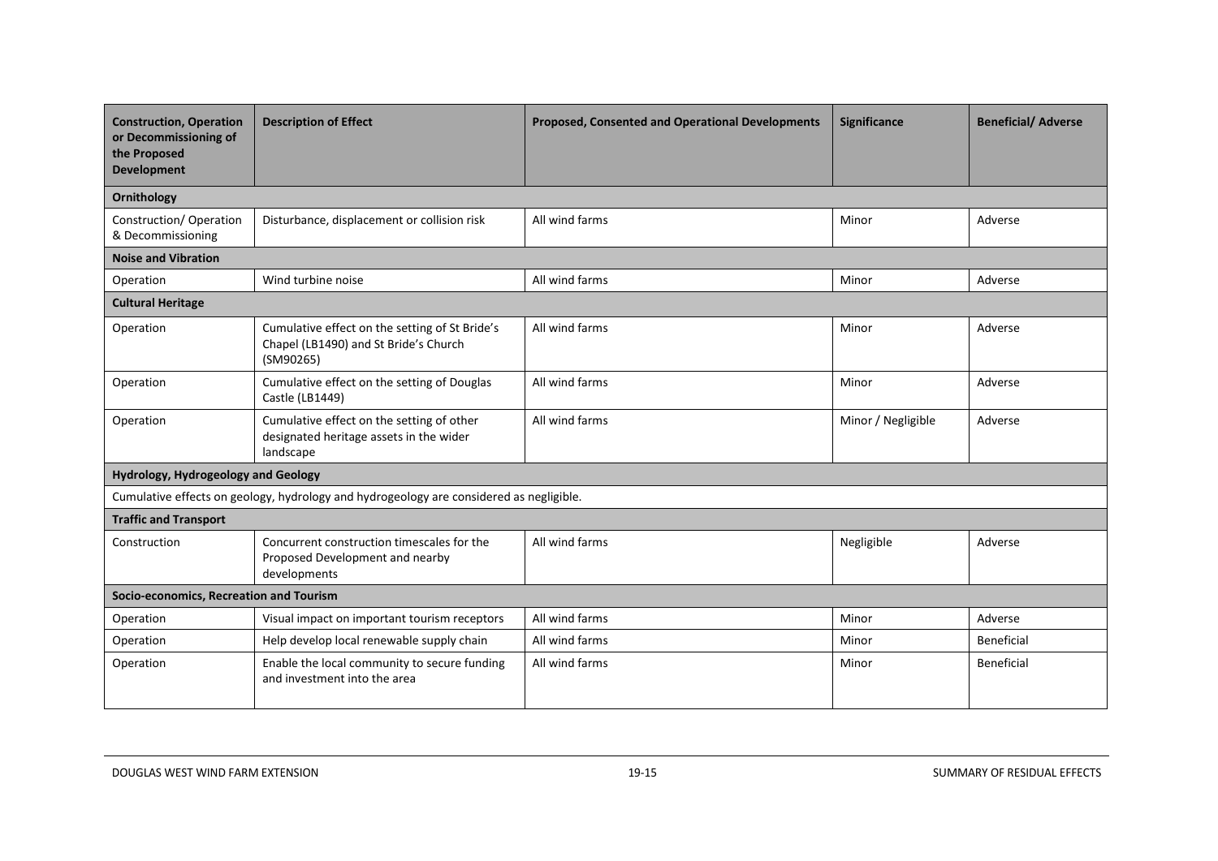| **Construction, Operation or Decommissioning of the Proposed Development** | **Description of Effect** | **Proposed, Consented and Operational Developments** | **Significance** | **Beneficial/ Adverse** |
|---|---|---|---|---|
| **Ornithology** | | | | |
| Construction/ Operation & Decommissioning | Disturbance, displacement or collision risk | All wind farms | Minor | Adverse |
| **Noise and Vibration** | | | | |
| Operation | Wind turbine noise | All wind farms | Minor | Adverse |
| **Cultural Heritage** | | | | |
| Operation | Cumulative effect on the setting of St Bride's Chapel (LB1490) and St Bride's Church (SM90265) | All wind farms | Minor | Adverse |
| Operation | Cumulative effect on the setting of Douglas Castle (LB1449) | All wind farms | Minor | Adverse |
| Operation | Cumulative effect on the setting of other designated heritage assets in the wider landscape | All wind farms | Minor / Negligible | Adverse |
| **Hydrology, Hydrogeology and Geology** | | | | |
| Cumulative effects on geology, hydrology and hydrogeology are considered as negligible. | | | | |
| **Traffic and Transport** | | | | |
| Construction | Concurrent construction timescales for the Proposed Development and nearby developments | All wind farms | Negligible | Adverse |
| **Socio-economics, Recreation and Tourism** | | | | |
| Operation | Visual impact on important tourism receptors | All wind farms | Minor | Adverse |
| Operation | Help develop local renewable supply chain | All wind farms | Minor | Beneficial |
| Operation | Enable the local community to secure funding and investment into the area | All wind farms | Minor | Beneficial |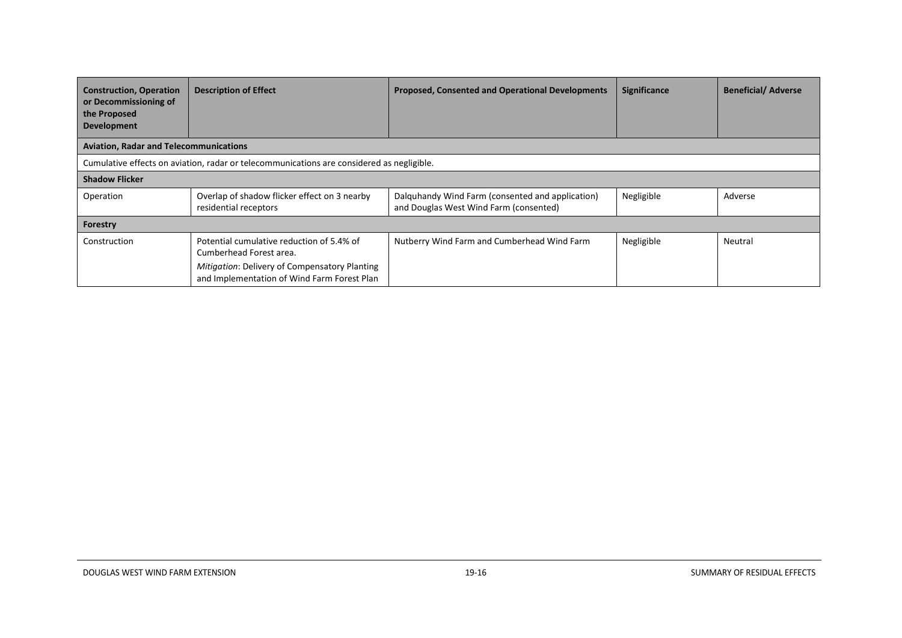| Construction, Operation or Decommissioning of the Proposed Development | Description of Effect | Proposed, Consented and Operational Developments | Significance | Beneficial/ Adverse |
|---|---|---|---|---|
| **Aviation, Radar and Telecommunications** | | | | |
| Cumulative effects on aviation, radar or telecommunications are considered as negligible. | | | | |
| **Shadow Flicker** | | | | |
| Operation | Overlap of shadow flicker effect on 3 nearby residential receptors | Dalquhandy Wind Farm (consented and application) and Douglas West Wind Farm (consented) | Negligible | Adverse |
| **Forestry** | | | | |
| Construction | Potential cumulative reduction of 5.4% of Cumberhead Forest area. *Mitigation*: Delivery of Compensatory Planting and Implementation of Wind Farm Forest Plan | Nutberry Wind Farm and Cumberhead Wind Farm | Negligible | Neutral |